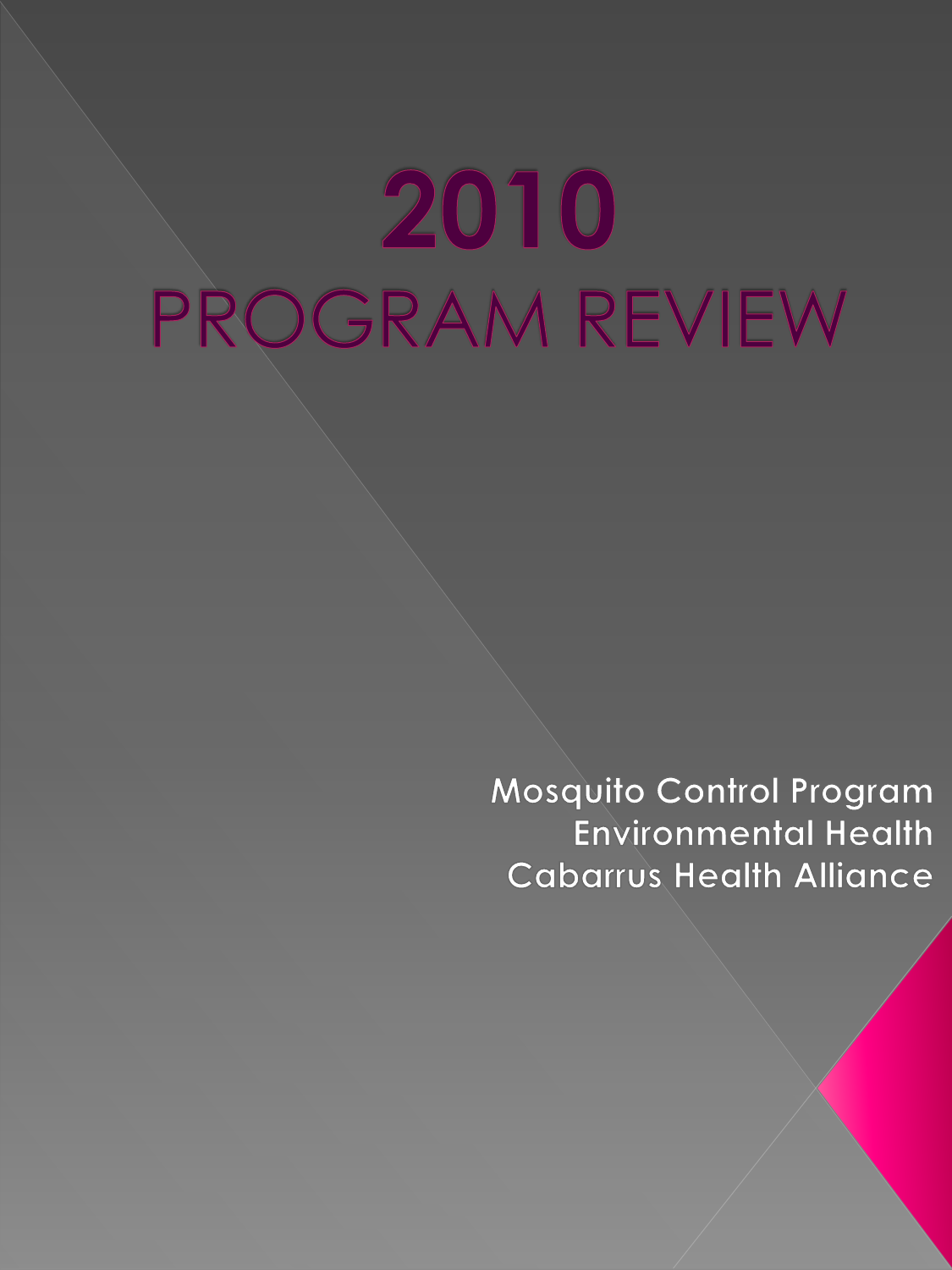# 2010
# PROGRAM REVIEW

Mosquito Control Program
Environmental Health
Cabarrus Health Alliance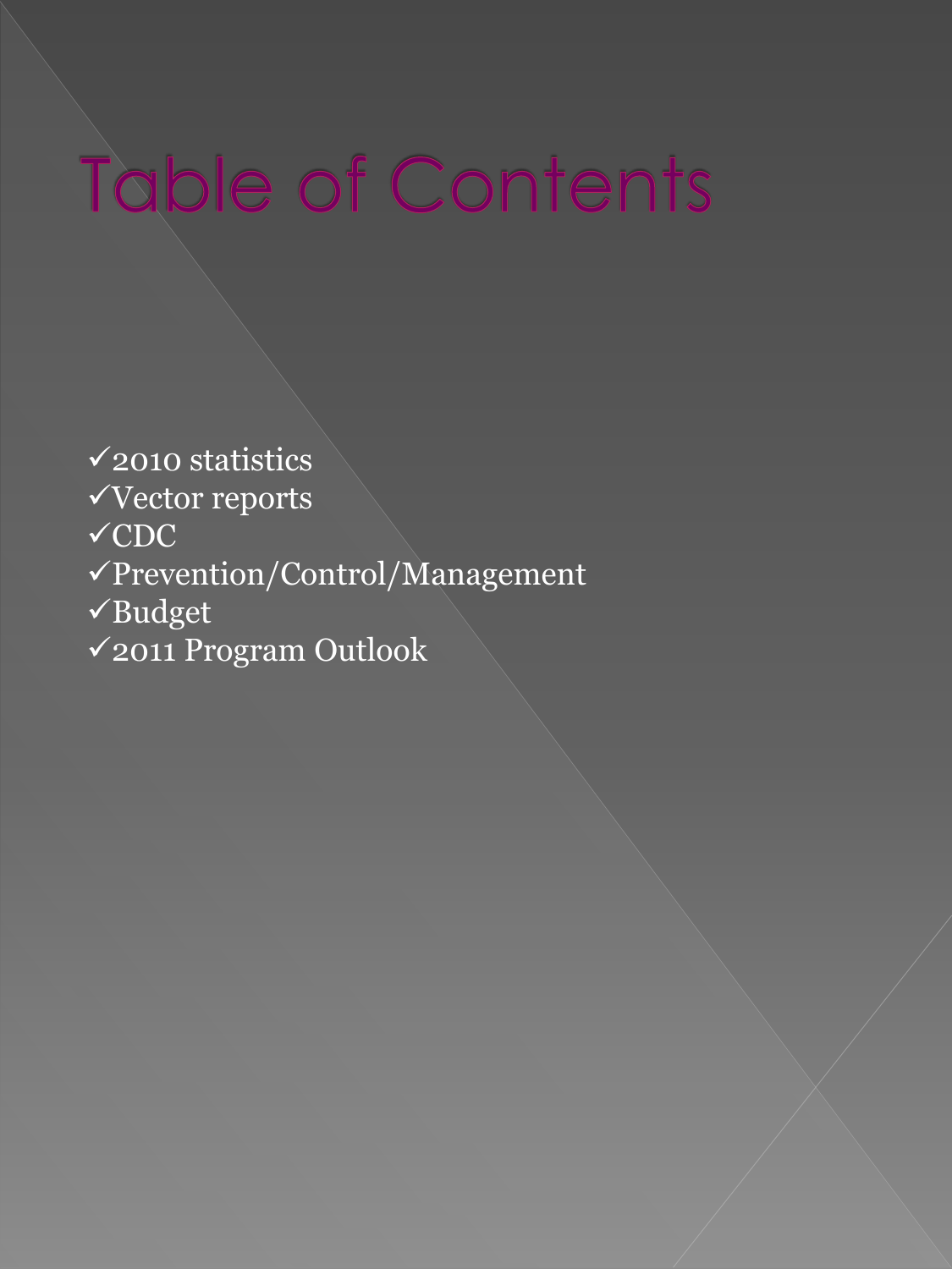# Table of Contents

- ✓2010 statistics
- ✓Vector reports
- ✓CDC
- ✓Prevention/Control/Management
- ✓Budget
- ✓2011 Program Outlook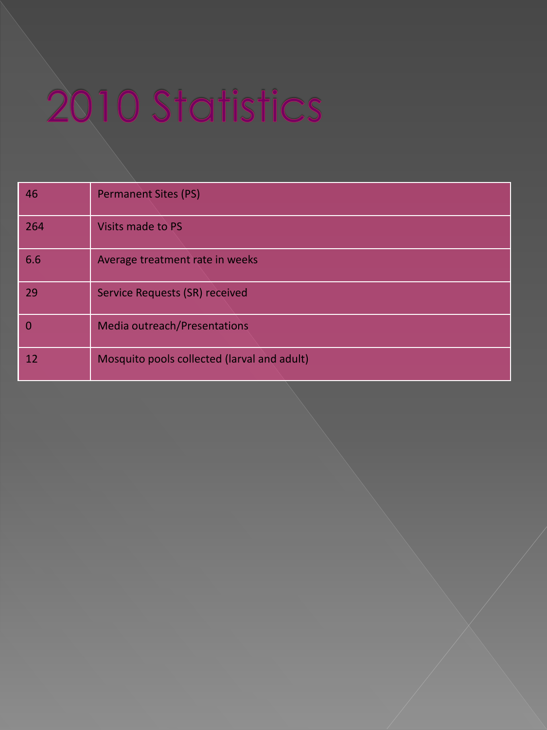# 2010 Statistics

| | |
|---|---|
| 46 | Permanent Sites (PS) |
| 264 | Visits made to PS |
| 6.6 | Average treatment rate in weeks |
| 29 | Service Requests (SR) received |
| 0 | Media outreach/Presentations |
| 12 | Mosquito pools collected (larval and adult) |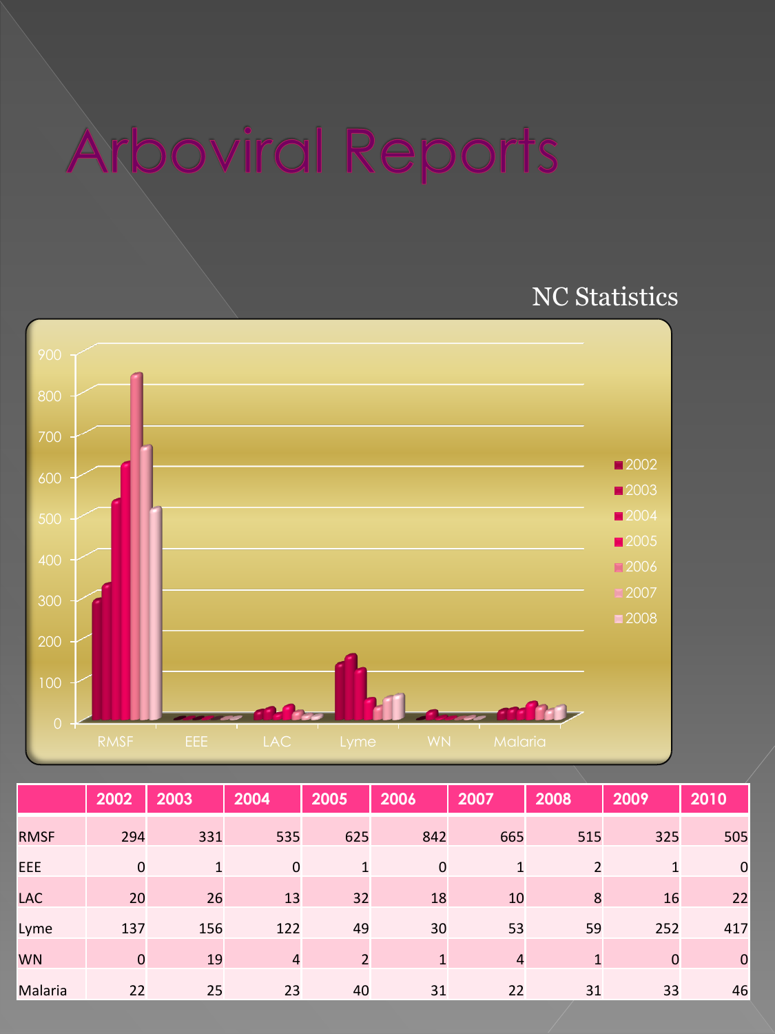# Arboviral Reports

NC Statistics

|  | 2002 | 2003 | 2004 | 2005 | 2006 | 2007 | 2008 | 2009 | 2010 |
|---|---|---|---|---|---|---|---|---|---|
| RMSF | 294 | 331 | 535 | 625 | 842 | 665 | 515 | 325 | 505 |
| EEE | 0 | 1 | 0 | 1 | 0 | 1 | 2 | 1 | 0 |
| LAC | 20 | 26 | 13 | 32 | 18 | 10 | 8 | 16 | 22 |
| Lyme | 137 | 156 | 122 | 49 | 30 | 53 | 59 | 252 | 417 |
| WN | 0 | 19 | 4 | 2 | 1 | 4 | 1 | 0 | 0 |
| Malaria | 22 | 25 | 23 | 40 | 31 | 22 | 31 | 33 | 46 |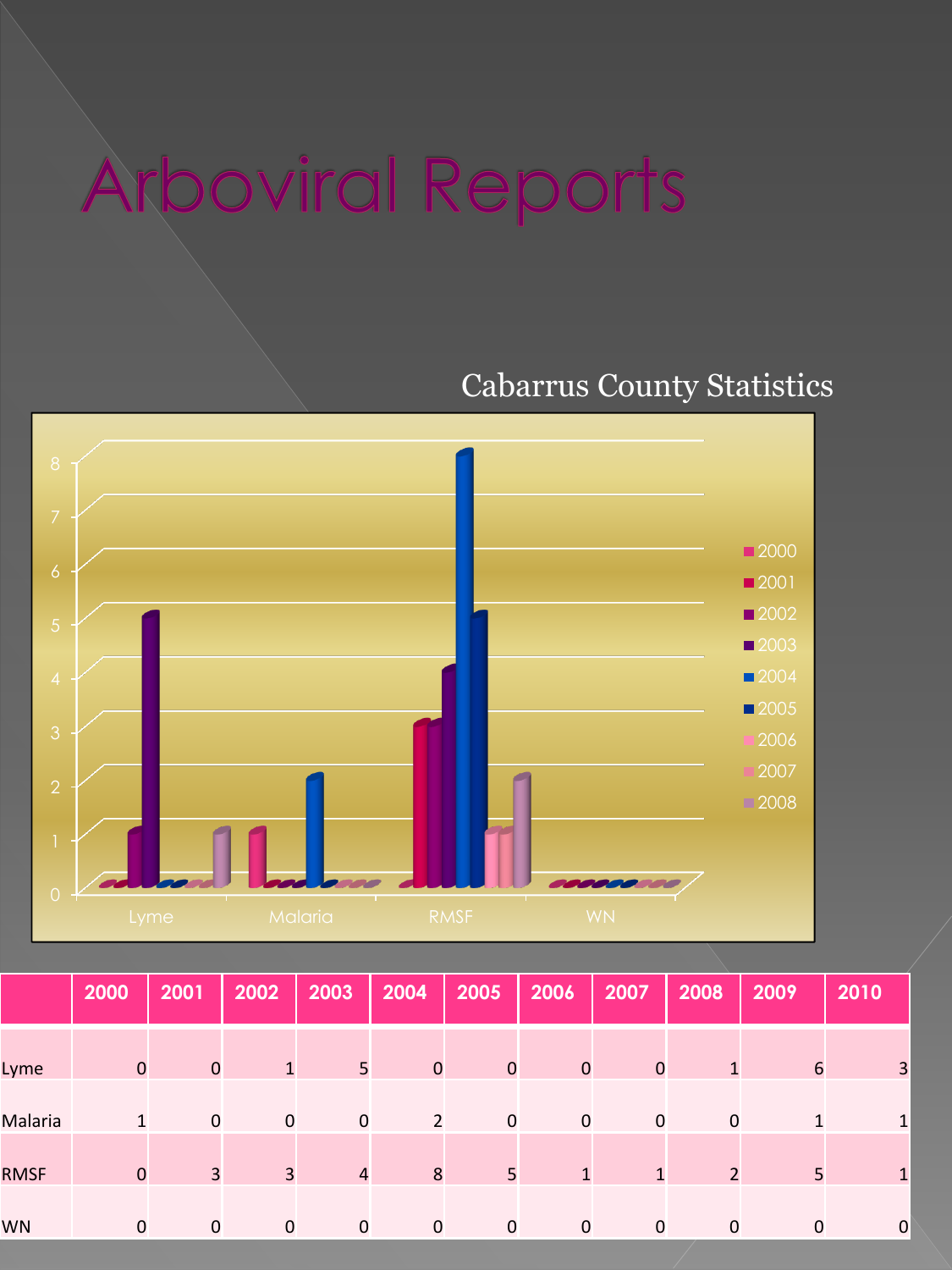# Arboviral Reports

Cabarrus County Statistics

| | 2000 | 2001 | 2002 | 2003 | 2004 | 2005 | 2006 | 2007 | 2008 | 2009 | 2010 |
|---|---|---|---|---|---|---|---|---|---|---|---|
| Lyme | 0 | 0 | 1 | 5 | 0 | 0 | 0 | 0 | 1 | 6 | 3 |
| Malaria | 1 | 0 | 0 | 0 | 2 | 0 | 0 | 0 | 0 | 1 | 1 |
| RMSF | 0 | 3 | 3 | 4 | 8 | 5 | 1 | 1 | 2 | 5 | 1 |
| WN | 0 | 0 | 0 | 0 | 0 | 0 | 0 | 0 | 0 | 0 | 0 |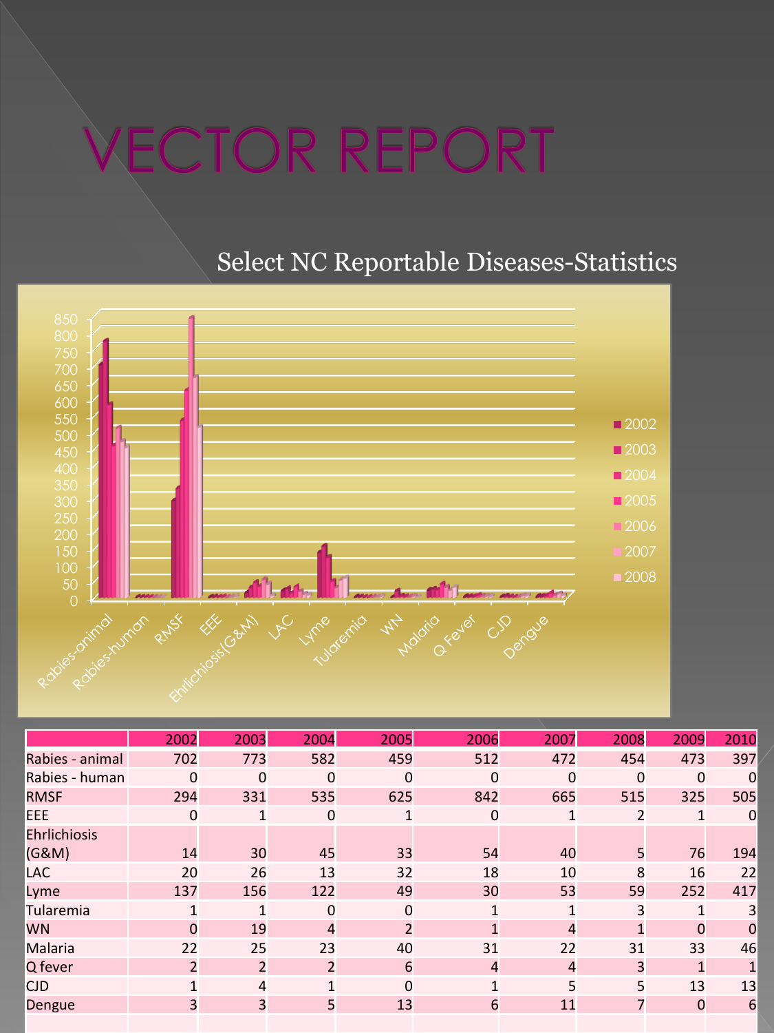# VECTOR REPORT

## Select NC Reportable Diseases-Statistics

| | 2002 | 2003 | 2004 | 2005 | 2006 | 2007 | 2008 | 2009 | 2010 |
|---|---|---|---|---|---|---|---|---|---|
| Rabies - animal | 702 | 773 | 582 | 459 | 512 | 472 | 454 | 473 | 397 |
| Rabies - human | 0 | 0 | 0 | 0 | 0 | 0 | 0 | 0 | 0 |
| RMSF | 294 | 331 | 535 | 625 | 842 | 665 | 515 | 325 | 505 |
| EEE | 0 | 1 | 0 | 1 | 0 | 1 | 2 | 1 | 0 |
| Ehrlichiosis (G&M) | 14 | 30 | 45 | 33 | 54 | 40 | 5 | 76 | 194 |
| LAC | 20 | 26 | 13 | 32 | 18 | 10 | 8 | 16 | 22 |
| Lyme | 137 | 156 | 122 | 49 | 30 | 53 | 59 | 252 | 417 |
| Tularemia | 1 | 1 | 0 | 0 | 1 | 1 | 3 | 1 | 3 |
| WN | 0 | 19 | 4 | 2 | 1 | 4 | 1 | 0 | 0 |
| Malaria | 22 | 25 | 23 | 40 | 31 | 22 | 31 | 33 | 46 |
| Q fever | 2 | 2 | 2 | 6 | 4 | 4 | 3 | 1 | 1 |
| CJD | 1 | 4 | 1 | 0 | 1 | 5 | 5 | 13 | 13 |
| Dengue | 3 | 3 | 5 | 13 | 6 | 11 | 7 | 0 | 6 |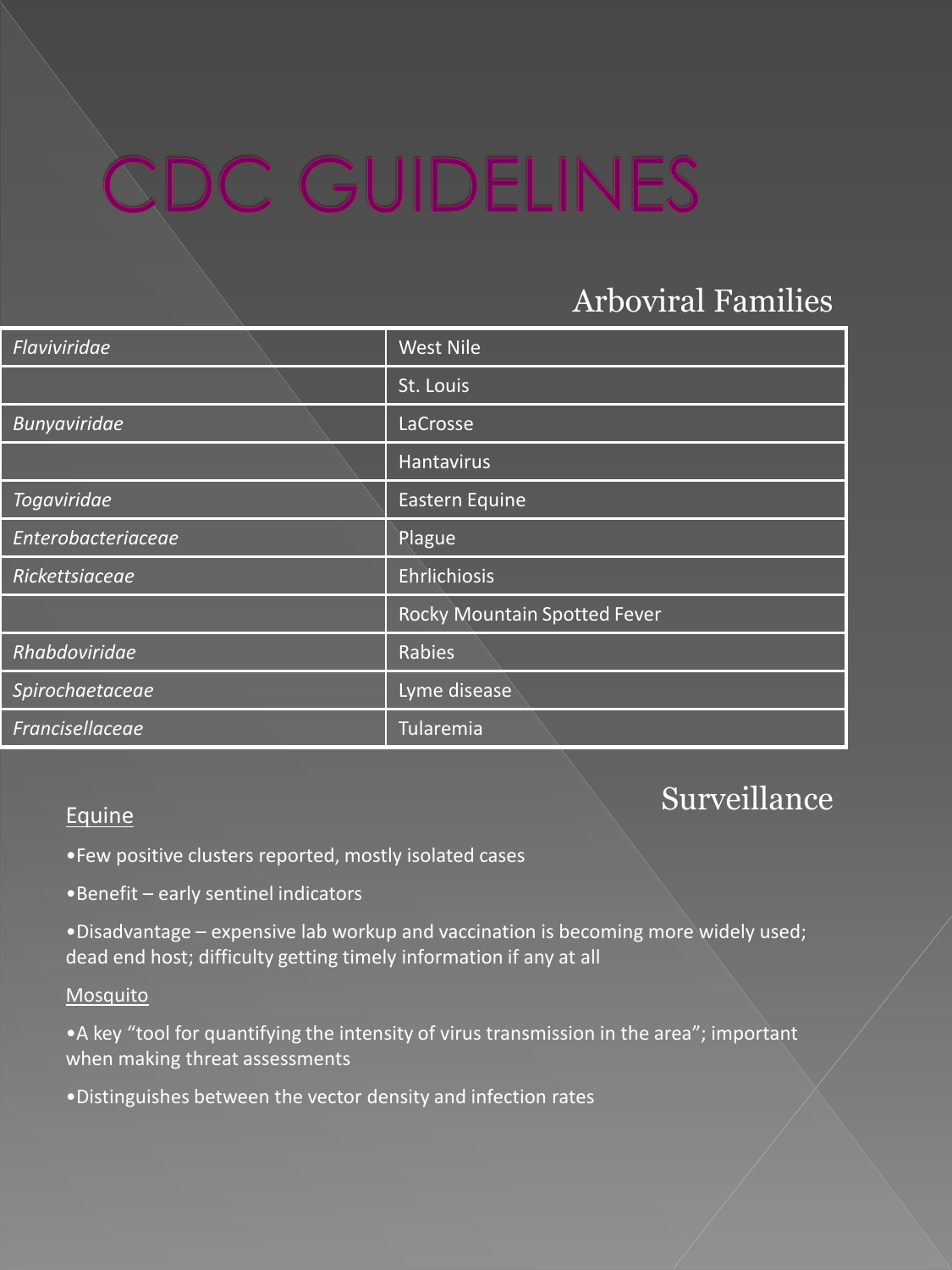# CDC GUIDELINES

## Arboviral Families

| | |
|---|---|
| *Flaviviridae* | West Nile |
| | St. Louis |
| *Bunyaviridae* | LaCrosse |
| | Hantavirus |
| *Togaviridae* | Eastern Equine |
| *Enterobacteriaceae* | Plague |
| *Rickettsiaceae* | Ehrlichiosis |
| | Rocky Mountain Spotted Fever |
| *Rhabdoviridae* | Rabies |
| *Spirochaetaceae* | Lyme disease |
| *Francisellaceae* | Tularemia |

## Surveillance

Equine

- Few positive clusters reported, mostly isolated cases
- Benefit – early sentinel indicators
- Disadvantage – expensive lab workup and vaccination is becoming more widely used; dead end host; difficulty getting timely information if any at all

Mosquito

- A key "tool for quantifying the intensity of virus transmission in the area"; important when making threat assessments
- Distinguishes between the vector density and infection rates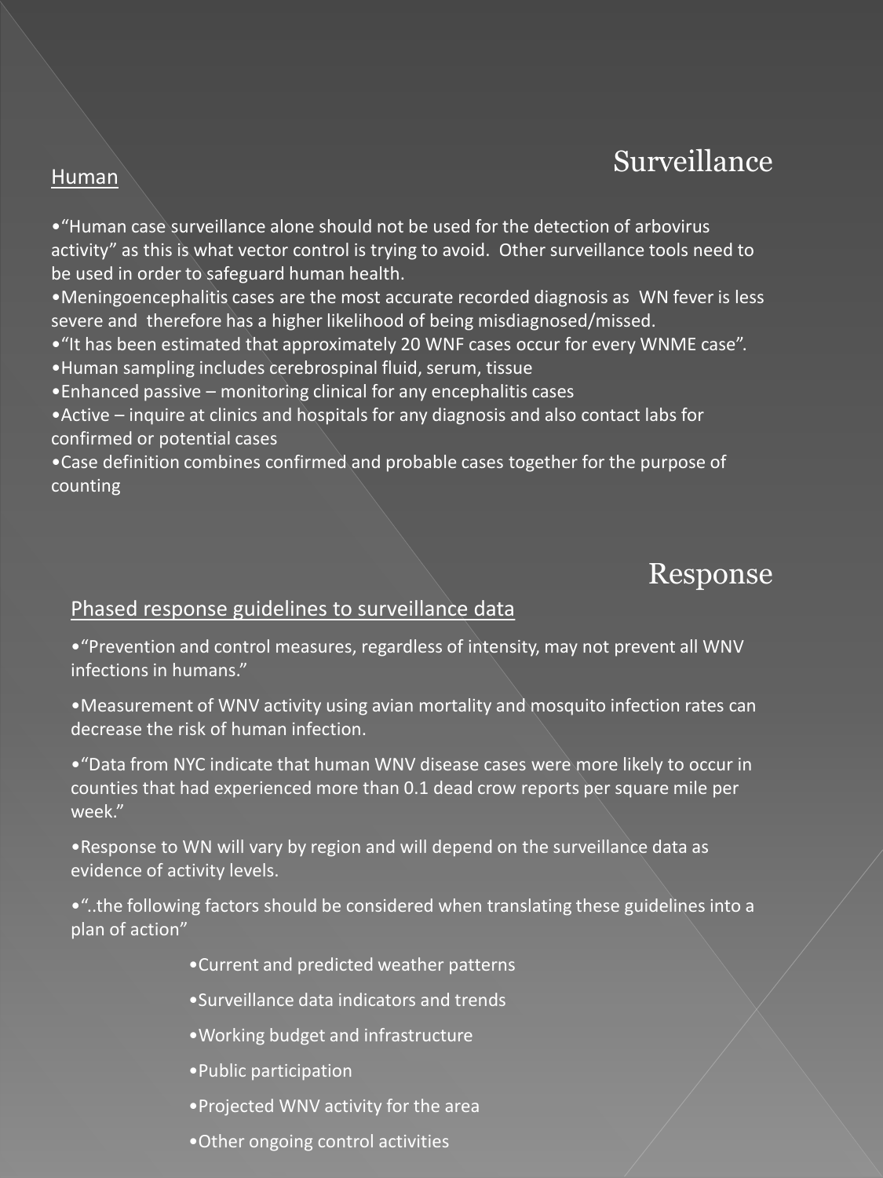## Surveillance

### Human

- "Human case surveillance alone should not be used for the detection of arbovirus activity" as this is what vector control is trying to avoid. Other surveillance tools need to be used in order to safeguard human health.
- Meningoencephalitis cases are the most accurate recorded diagnosis as WN fever is less severe and therefore has a higher likelihood of being misdiagnosed/missed.
- "It has been estimated that approximately 20 WNF cases occur for every WNME case".
- Human sampling includes cerebrospinal fluid, serum, tissue
- Enhanced passive – monitoring clinical for any encephalitis cases
- Active – inquire at clinics and hospitals for any diagnosis and also contact labs for confirmed or potential cases
- Case definition combines confirmed and probable cases together for the purpose of counting

## Response

### Phased response guidelines to surveillance data

- "Prevention and control measures, regardless of intensity, may not prevent all WNV infections in humans."
- Measurement of WNV activity using avian mortality and mosquito infection rates can decrease the risk of human infection.
- "Data from NYC indicate that human WNV disease cases were more likely to occur in counties that had experienced more than 0.1 dead crow reports per square mile per week."
- Response to WN will vary by region and will depend on the surveillance data as evidence of activity levels.
- "..the following factors should be considered when translating these guidelines into a plan of action"
  - Current and predicted weather patterns
  - Surveillance data indicators and trends
  - Working budget and infrastructure
  - Public participation
  - Projected WNV activity for the area
  - Other ongoing control activities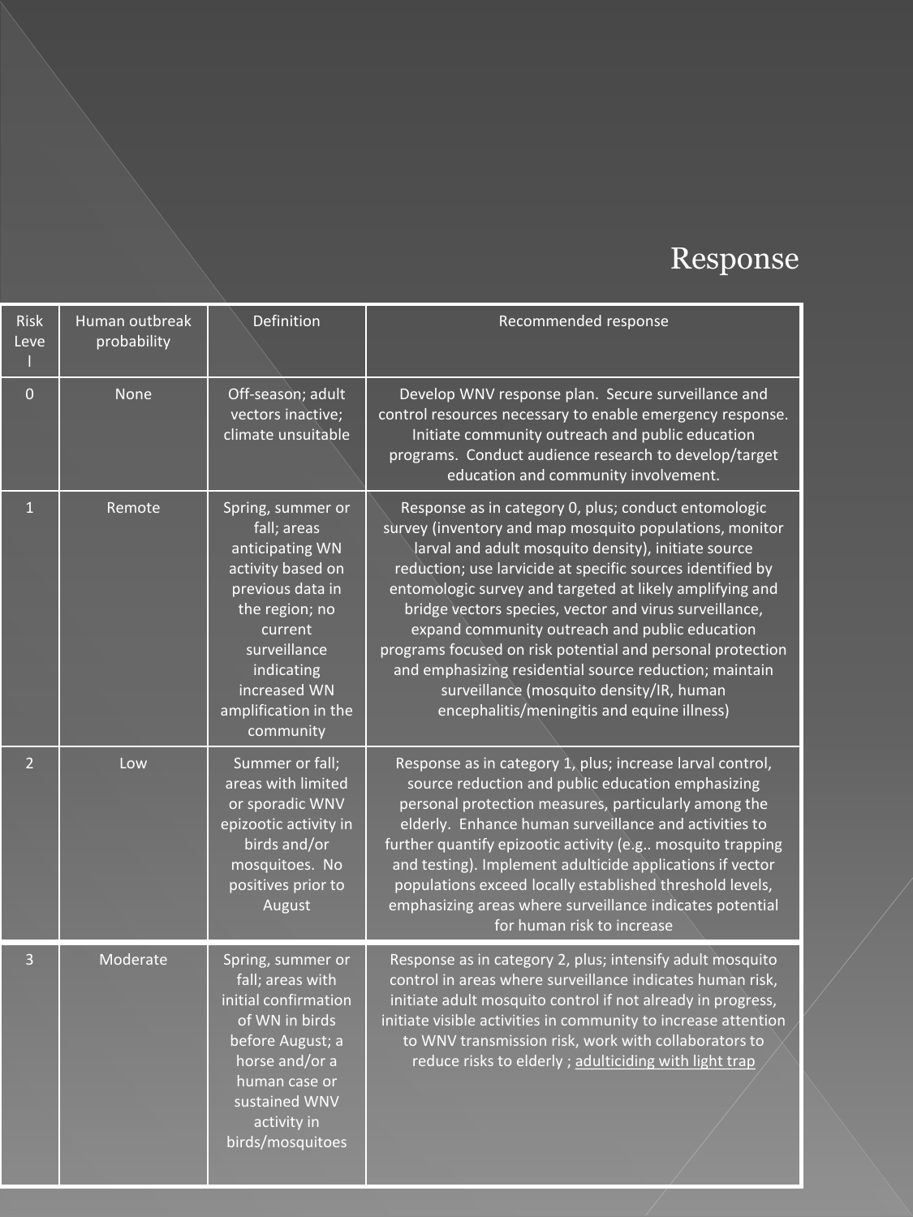# Response

| Risk Level | Human outbreak probability | Definition | Recommended response |
|---|---|---|---|
| 0 | None | Off-season; adult vectors inactive; climate unsuitable | Develop WNV response plan. Secure surveillance and control resources necessary to enable emergency response. Initiate community outreach and public education programs. Conduct audience research to develop/target education and community involvement. |
| 1 | Remote | Spring, summer or fall; areas anticipating WN activity based on previous data in the region; no current surveillance indicating increased WN amplification in the community | Response as in category 0, plus; conduct entomologic survey (inventory and map mosquito populations, monitor larval and adult mosquito density), initiate source reduction; use larvicide at specific sources identified by entomologic survey and targeted at likely amplifying and bridge vectors species, vector and virus surveillance, expand community outreach and public education programs focused on risk potential and personal protection and emphasizing residential source reduction; maintain surveillance (mosquito density/IR, human encephalitis/meningitis and equine illness) |
| 2 | Low | Summer or fall; areas with limited or sporadic WNV epizootic activity in birds and/or mosquitoes. No positives prior to August | Response as in category 1, plus; increase larval control, source reduction and public education emphasizing personal protection measures, particularly among the elderly. Enhance human surveillance and activities to further quantify epizootic activity (e.g.. mosquito trapping and testing). Implement adulticide applications if vector populations exceed locally established threshold levels, emphasizing areas where surveillance indicates potential for human risk to increase |
| 3 | Moderate | Spring, summer or fall; areas with initial confirmation of WN in birds before August; a horse and/or a human case or sustained WNV activity in birds/mosquitoes | Response as in category 2, plus; intensify adult mosquito control in areas where surveillance indicates human risk, initiate adult mosquito control if not already in progress, initiate visible activities in community to increase attention to WNV transmission risk, work with collaborators to reduce risks to elderly ; adulticiding with light trap |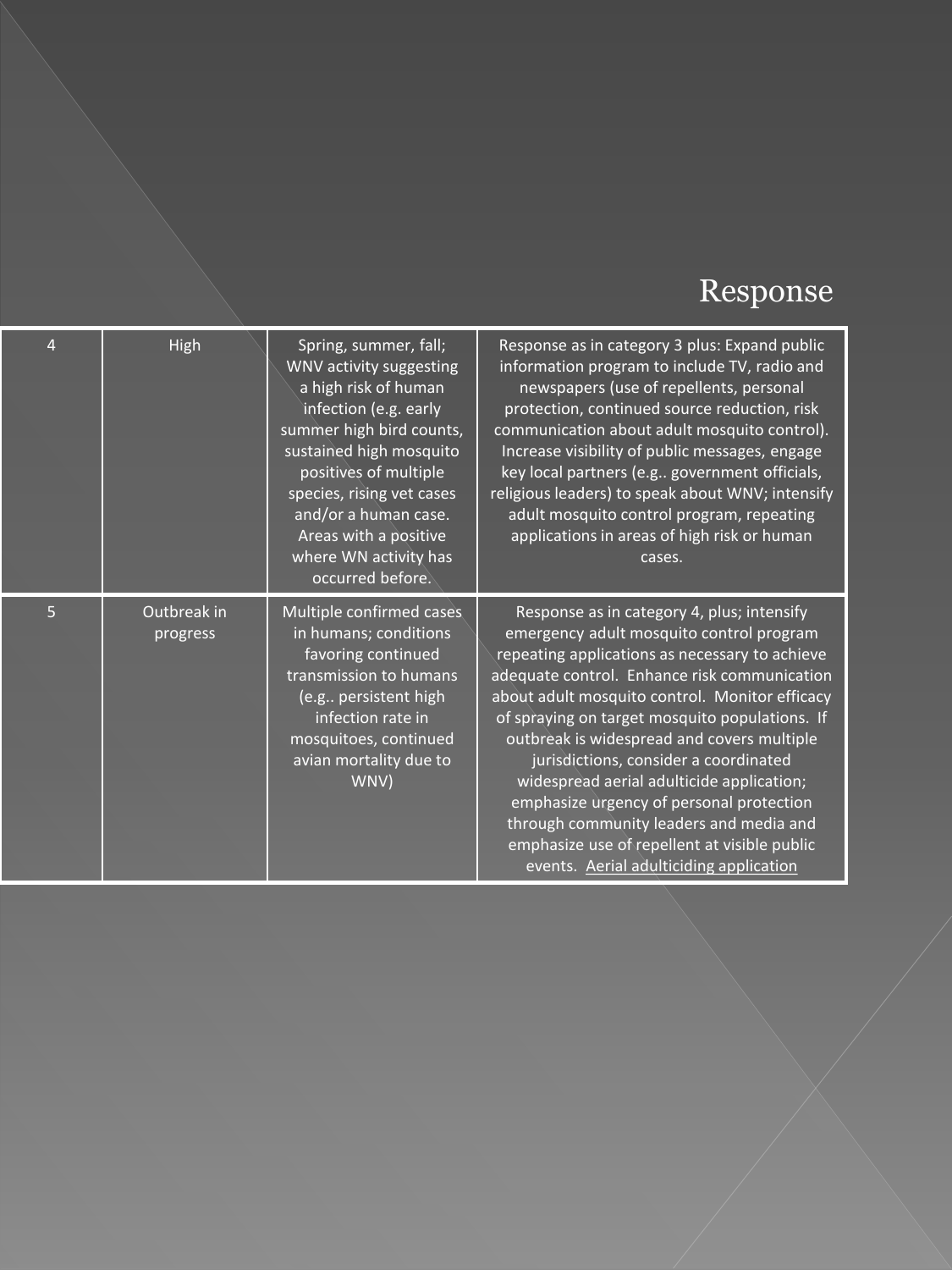# Response

| 4 | High | Spring, summer, fall; WNV activity suggesting a high risk of human infection (e.g. early summer high bird counts, sustained high mosquito positives of multiple species, rising vet cases and/or a human case. Areas with a positive where WN activity has occurred before. | Response as in category 3 plus: Expand public information program to include TV, radio and newspapers (use of repellents, personal protection, continued source reduction, risk communication about adult mosquito control). Increase visibility of public messages, engage key local partners (e.g.. government officials, religious leaders) to speak about WNV; intensify adult mosquito control program, repeating applications in areas of high risk or human cases. |
|---|---|---|---|
| 5 | Outbreak in progress | Multiple confirmed cases in humans; conditions favoring continued transmission to humans (e.g.. persistent high infection rate in mosquitoes, continued avian mortality due to WNV) | Response as in category 4, plus; intensify emergency adult mosquito control program repeating applications as necessary to achieve adequate control. Enhance risk communication about adult mosquito control. Monitor efficacy of spraying on target mosquito populations. If outbreak is widespread and covers multiple jurisdictions, consider a coordinated widespread aerial adulticide application; emphasize urgency of personal protection through community leaders and media and emphasize use of repellent at visible public events. Aerial adulticiding application |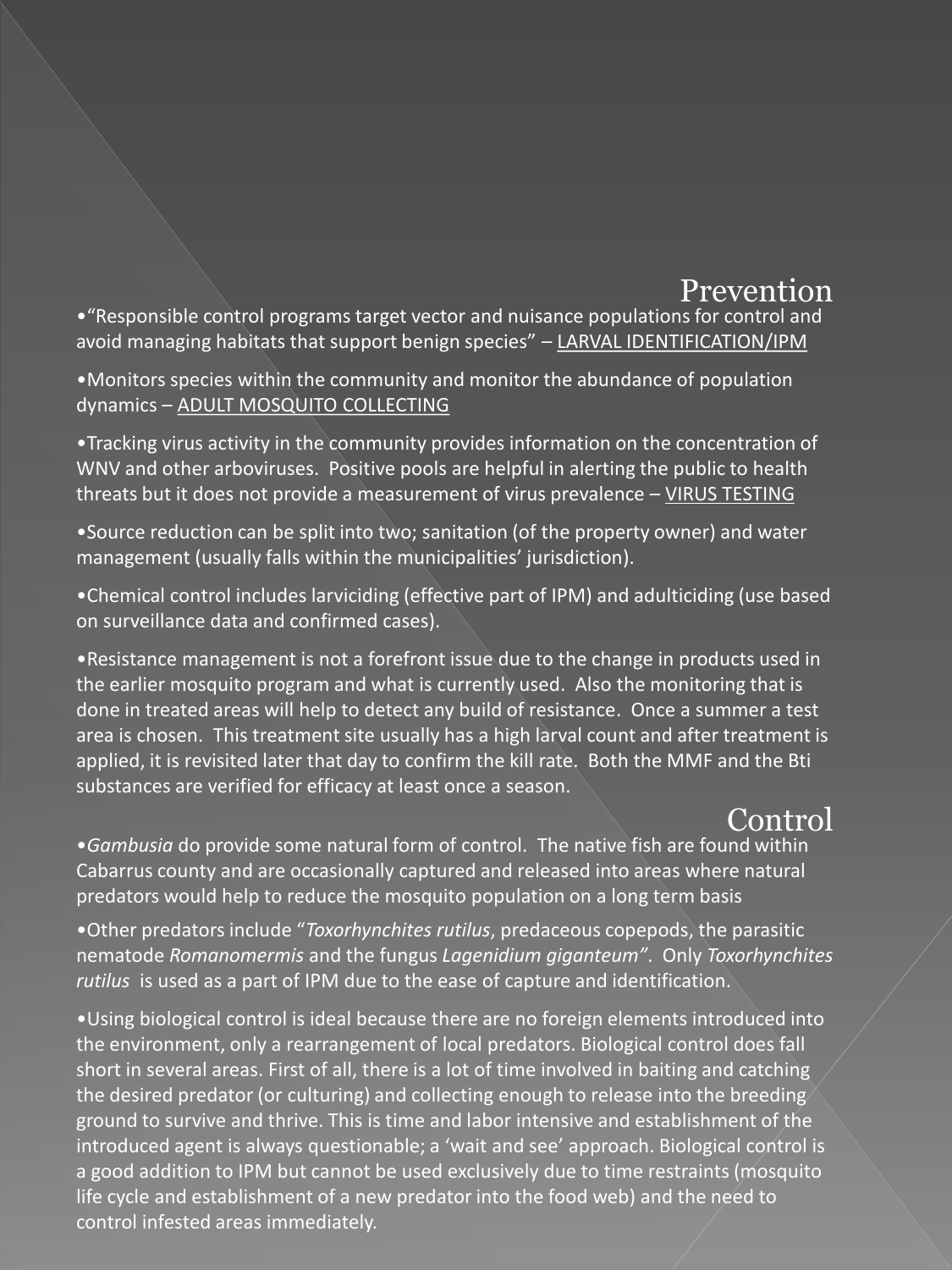## Prevention

•"Responsible control programs target vector and nuisance populations for control and avoid managing habitats that support benign species" – LARVAL IDENTIFICATION/IPM

•Monitors species within the community and monitor the abundance of population dynamics – ADULT MOSQUITO COLLECTING

•Tracking virus activity in the community provides information on the concentration of WNV and other arboviruses. Positive pools are helpful in alerting the public to health threats but it does not provide a measurement of virus prevalence – VIRUS TESTING

•Source reduction can be split into two; sanitation (of the property owner) and water management (usually falls within the municipalities' jurisdiction).

•Chemical control includes larviciding (effective part of IPM) and adulticiding (use based on surveillance data and confirmed cases).

•Resistance management is not a forefront issue due to the change in products used in the earlier mosquito program and what is currently used. Also the monitoring that is done in treated areas will help to detect any build of resistance. Once a summer a test area is chosen. This treatment site usually has a high larval count and after treatment is applied, it is revisited later that day to confirm the kill rate. Both the MMF and the Bti substances are verified for efficacy at least once a season.

## Control

•*Gambusia* do provide some natural form of control. The native fish are found within Cabarrus county and are occasionally captured and released into areas where natural predators would help to reduce the mosquito population on a long term basis

•Other predators include "*Toxorhynchites rutilus*, predaceous copepods, the parasitic nematode *Romanomermis* and the fungus *Lagenidium giganteum"*. Only *Toxorhynchites rutilus* is used as a part of IPM due to the ease of capture and identification.

•Using biological control is ideal because there are no foreign elements introduced into the environment, only a rearrangement of local predators. Biological control does fall short in several areas. First of all, there is a lot of time involved in baiting and catching the desired predator (or culturing) and collecting enough to release into the breeding ground to survive and thrive. This is time and labor intensive and establishment of the introduced agent is always questionable; a 'wait and see' approach. Biological control is a good addition to IPM but cannot be used exclusively due to time restraints (mosquito life cycle and establishment of a new predator into the food web) and the need to control infested areas immediately.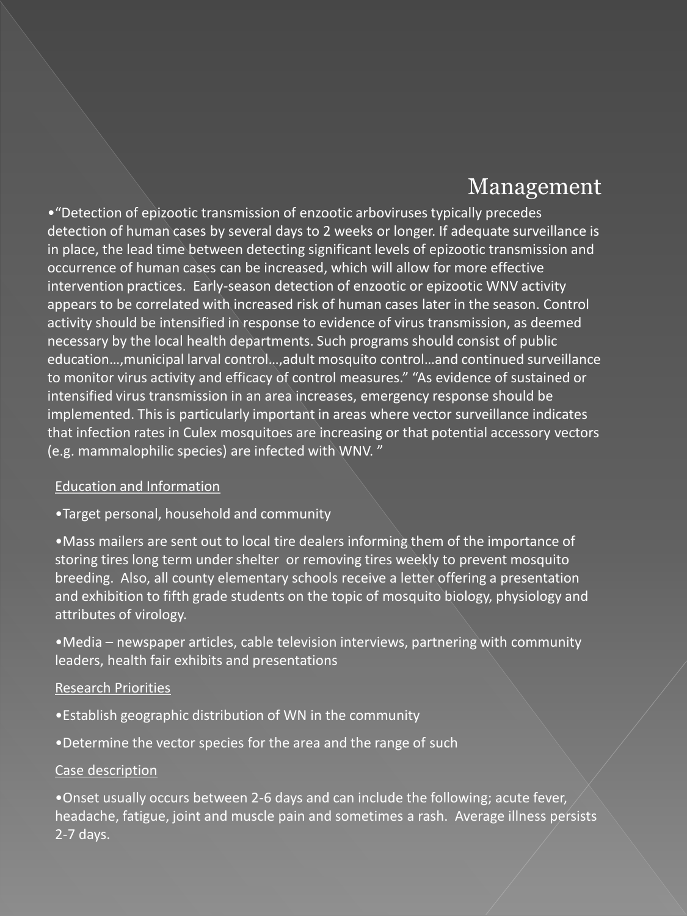# Management

- "Detection of epizootic transmission of enzootic arboviruses typically precedes detection of human cases by several days to 2 weeks or longer. If adequate surveillance is in place, the lead time between detecting significant levels of epizootic transmission and occurrence of human cases can be increased, which will allow for more effective intervention practices. Early-season detection of enzootic or epizootic WNV activity appears to be correlated with increased risk of human cases later in the season. Control activity should be intensified in response to evidence of virus transmission, as deemed necessary by the local health departments. Such programs should consist of public education…,municipal larval control…,adult mosquito control…and continued surveillance to monitor virus activity and efficacy of control measures." "As evidence of sustained or intensified virus transmission in an area increases, emergency response should be implemented. This is particularly important in areas where vector surveillance indicates that infection rates in Culex mosquitoes are increasing or that potential accessory vectors (e.g. mammalophilic species) are infected with WNV. "

<u>Education and Information</u>

- Target personal, household and community
- Mass mailers are sent out to local tire dealers informing them of the importance of storing tires long term under shelter or removing tires weekly to prevent mosquito breeding. Also, all county elementary schools receive a letter offering a presentation and exhibition to fifth grade students on the topic of mosquito biology, physiology and attributes of virology.
- Media – newspaper articles, cable television interviews, partnering with community leaders, health fair exhibits and presentations

<u>Research Priorities</u>

- Establish geographic distribution of WN in the community
- Determine the vector species for the area and the range of such

<u>Case description</u>

- Onset usually occurs between 2-6 days and can include the following; acute fever, headache, fatigue, joint and muscle pain and sometimes a rash. Average illness persists 2-7 days.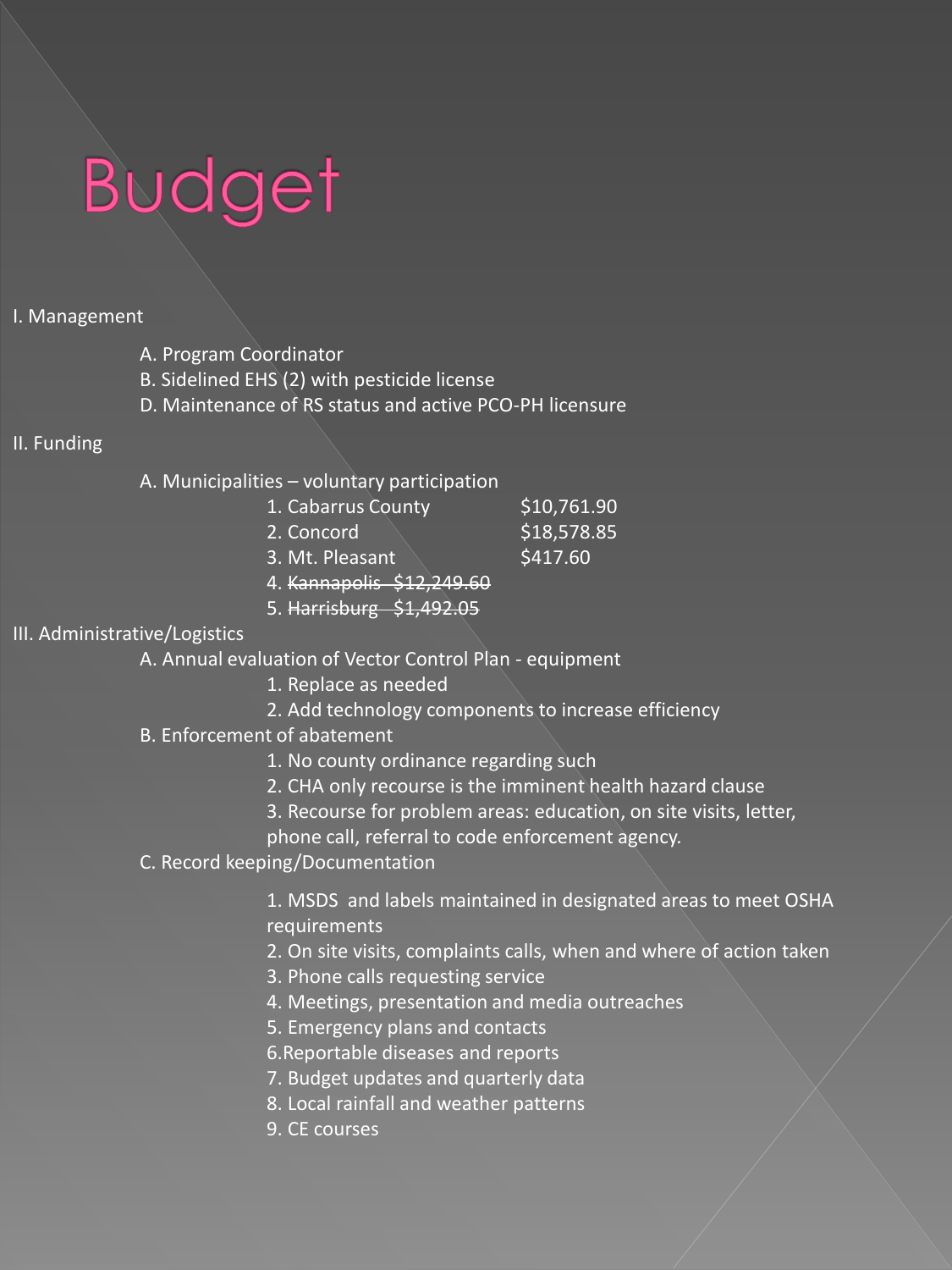# Budget

I. Management

- A. Program Coordinator
- B. Sidelined EHS (2) with pesticide license
- D. Maintenance of RS status and active PCO-PH licensure

II. Funding

- A. Municipalities – voluntary participation
  1. Cabarrus County $10,761.90
  2. Concord $18,578.85
  3. Mt. Pleasant $417.60
  4. ~~Kannapolis $12,249.60~~
  5. ~~Harrisburg $1,492.05~~

III. Administrative/Logistics

- A. Annual evaluation of Vector Control Plan - equipment
  1. Replace as needed
  2. Add technology components to increase efficiency
- B. Enforcement of abatement
  1. No county ordinance regarding such
  2. CHA only recourse is the imminent health hazard clause
  3. Recourse for problem areas: education, on site visits, letter, phone call, referral to code enforcement agency.
- C. Record keeping/Documentation
  1. MSDS and labels maintained in designated areas to meet OSHA requirements
  2. On site visits, complaints calls, when and where of action taken
  3. Phone calls requesting service
  4. Meetings, presentation and media outreaches
  5. Emergency plans and contacts
  6. Reportable diseases and reports
  7. Budget updates and quarterly data
  8. Local rainfall and weather patterns
  9. CE courses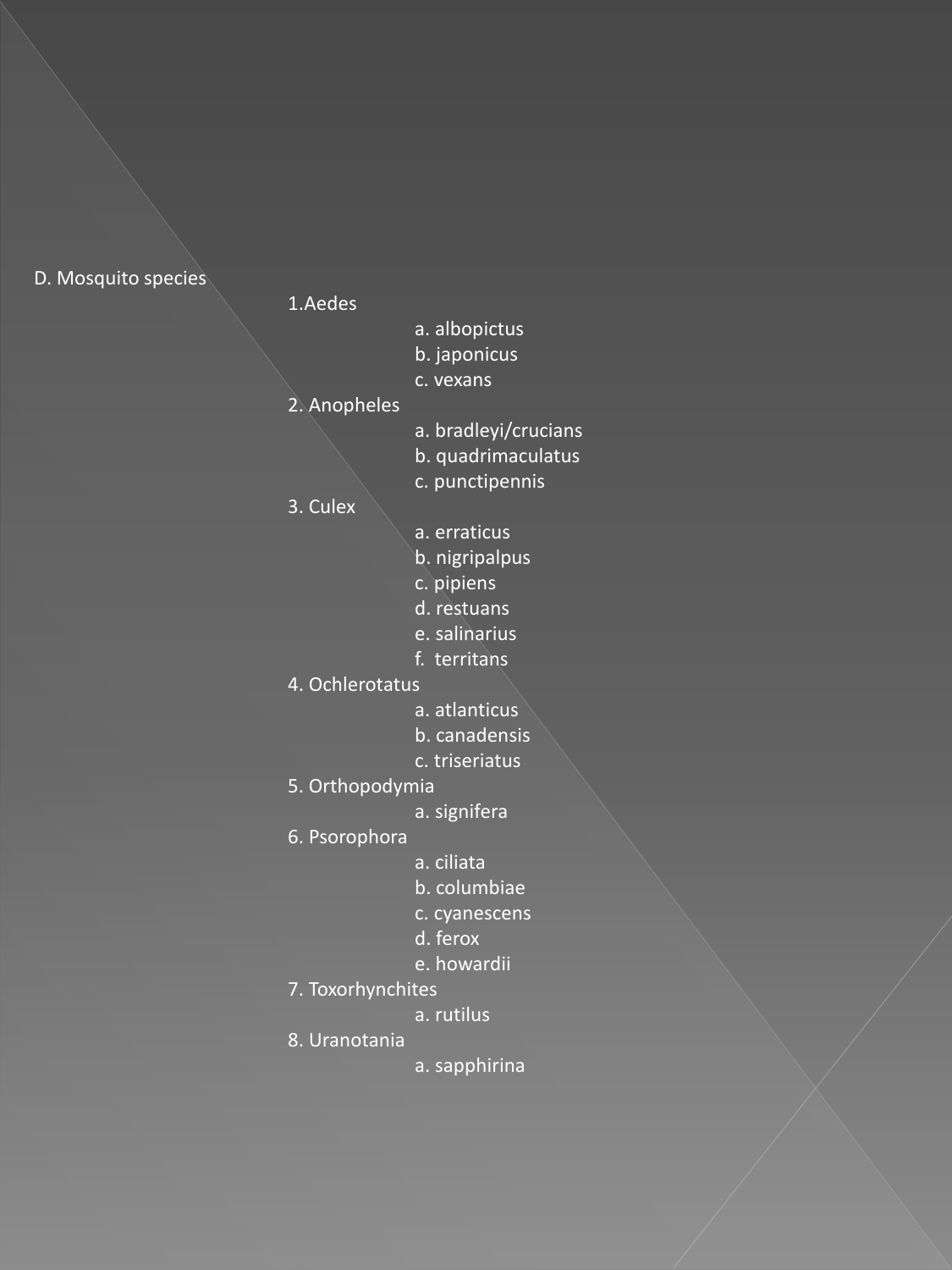D. Mosquito species

1. Aedes
   a. albopictus
   b. japonicus
   c. vexans
2. Anopheles
   a. bradleyi/crucians
   b. quadrimaculatus
   c. punctipennis
3. Culex
   a. erraticus
   b. nigripalpus
   c. pipiens
   d. restuans
   e. salinarius
   f. territans
4. Ochlerotatus
   a. atlanticus
   b. canadensis
   c. triseriatus
5. Orthopodymia
   a. signifera
6. Psorophora
   a. ciliata
   b. columbiae
   c. cyanescens
   d. ferox
   e. howardii
7. Toxorhynchites
   a. rutilus
8. Uranotania
   a. sapphirina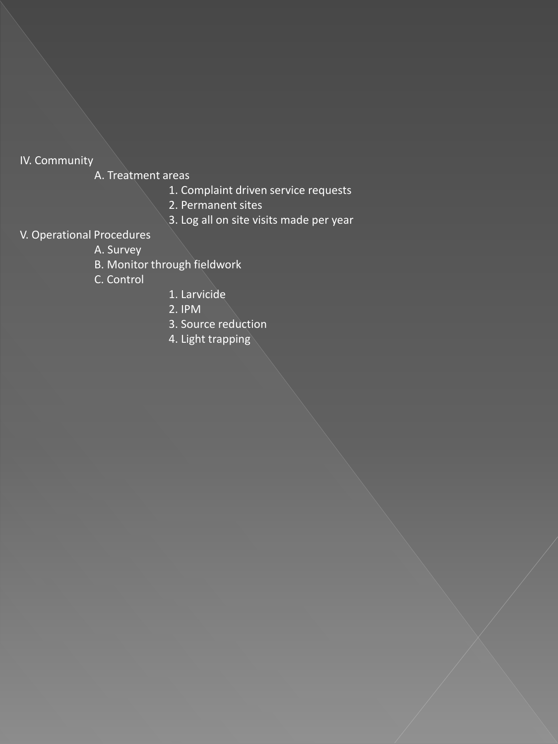IV. Community
- A. Treatment areas
  1. Complaint driven service requests
  2. Permanent sites
  3. Log all on site visits made per year

V. Operational Procedures
- A. Survey
- B. Monitor through fieldwork
- C. Control
  1. Larvicide
  2. IPM
  3. Source reduction
  4. Light trapping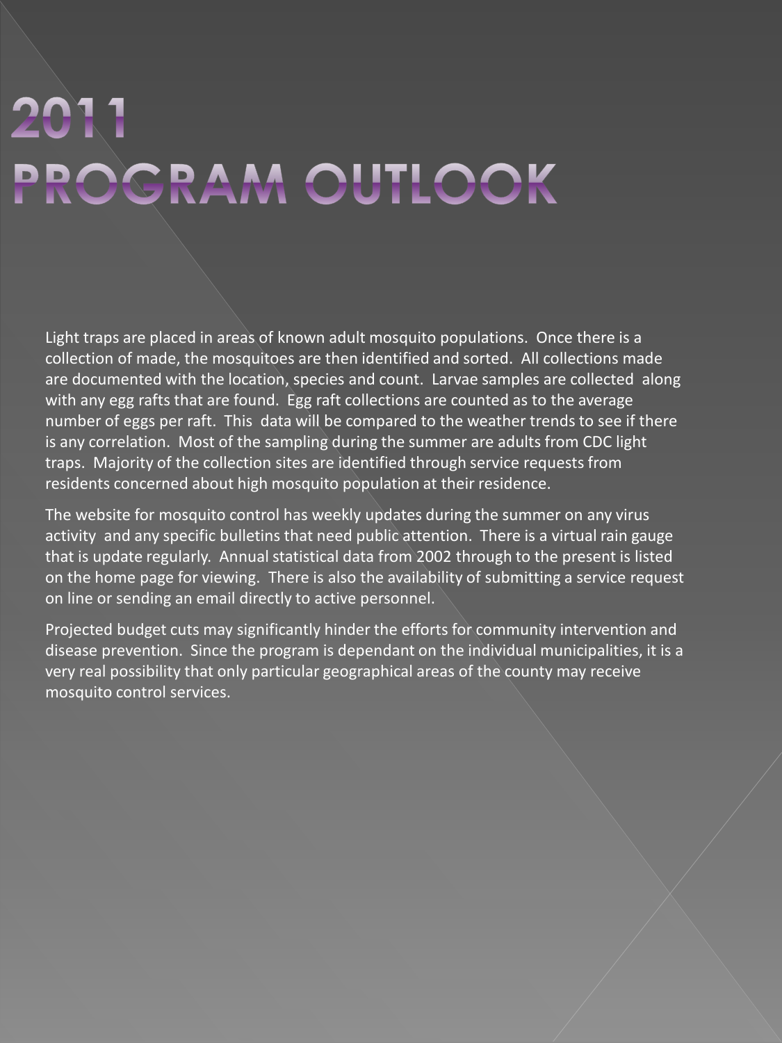# 2011 PROGRAM OUTLOOK

Light traps are placed in areas of known adult mosquito populations. Once there is a collection of made, the mosquitoes are then identified and sorted. All collections made are documented with the location, species and count. Larvae samples are collected along with any egg rafts that are found. Egg raft collections are counted as to the average number of eggs per raft. This data will be compared to the weather trends to see if there is any correlation. Most of the sampling during the summer are adults from CDC light traps. Majority of the collection sites are identified through service requests from residents concerned about high mosquito population at their residence.

The website for mosquito control has weekly updates during the summer on any virus activity and any specific bulletins that need public attention. There is a virtual rain gauge that is update regularly. Annual statistical data from 2002 through to the present is listed on the home page for viewing. There is also the availability of submitting a service request on line or sending an email directly to active personnel.

Projected budget cuts may significantly hinder the efforts for community intervention and disease prevention. Since the program is dependant on the individual municipalities, it is a very real possibility that only particular geographical areas of the county may receive mosquito control services.